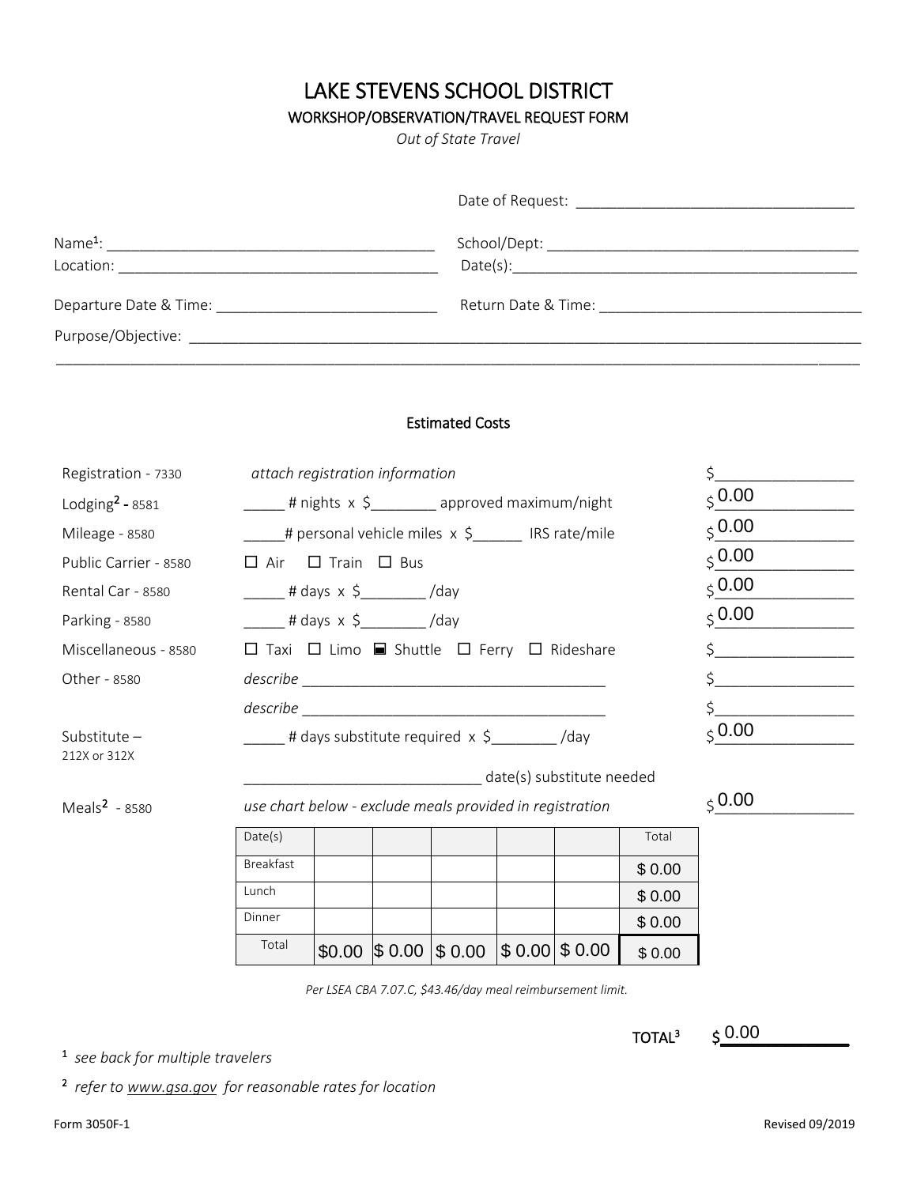# LAKE STEVENS SCHOOL DISTRICT

## WORKSHOP/OBSERVATION/TRAVEL REQUEST FORM

*Out of State Travel*

Date of Request: ___________________________________

Name[1]: ________________________________________ School/Dept: ________________________________________

Location: ________________________________________ Date(s): ________________________________________

Departure Date & Time: ____________________________ Return Date & Time: __________________________________

Purpose/Objective: ________________________________________________________________________________

________________________________________________________________________________________________

### Estimated Costs

| | | |
|---|---|---|
| Registration - 7330 | *attach registration information* | $________________ |
| Lodging[2] - 8581 | _____ # nights x $________ approved maximum/night | $ 0.00 |
| Mileage - 8580 | _____# personal vehicle miles x $______ IRS rate/mile | $ 0.00 |
| Public Carrier - 8580 | ☐ Air ☐ Train ☐ Bus | $ 0.00 |
| Rental Car - 8580 | _____ # days x $________ /day | $ 0.00 |
| Parking - 8580 | _____ # days x $________ /day | $ 0.00 |
| Miscellaneous - 8580 | ☐ Taxi ☐ Limo ☒ Shuttle ☐ Ferry ☐ Rideshare | $________________ |
| Other - 8580 | *describe* ______________________________________ | $________________ |
| | *describe* ______________________________________ | $________________ |
| Substitute – 212X or 312X | _____ # days substitute required x $________ /day | $ 0.00 |
| | _____________________________ date(s) substitute needed | |
| Meals[2] - 8580 | *use chart below - exclude meals provided in registration* | $ 0.00 |

| Date(s) | | | | | | Total |
|---|---|---|---|---|---|---|
| Breakfast | | | | | | $ 0.00 |
| Lunch | | | | | | $ 0.00 |
| Dinner | | | | | | $ 0.00 |
| Total | $0.00 | $ 0.00 | $ 0.00 | $ 0.00 | $ 0.00 | $ 0.00 |

*Per LSEA CBA 7.07.C, $43.46/day meal reimbursement limit.*

**TOTAL[3]** $ 0.00

[1] *see back for multiple travelers*

[2] *refer to www.gsa.gov for reasonable rates for location*

Form 3050F-1 Revised 09/2019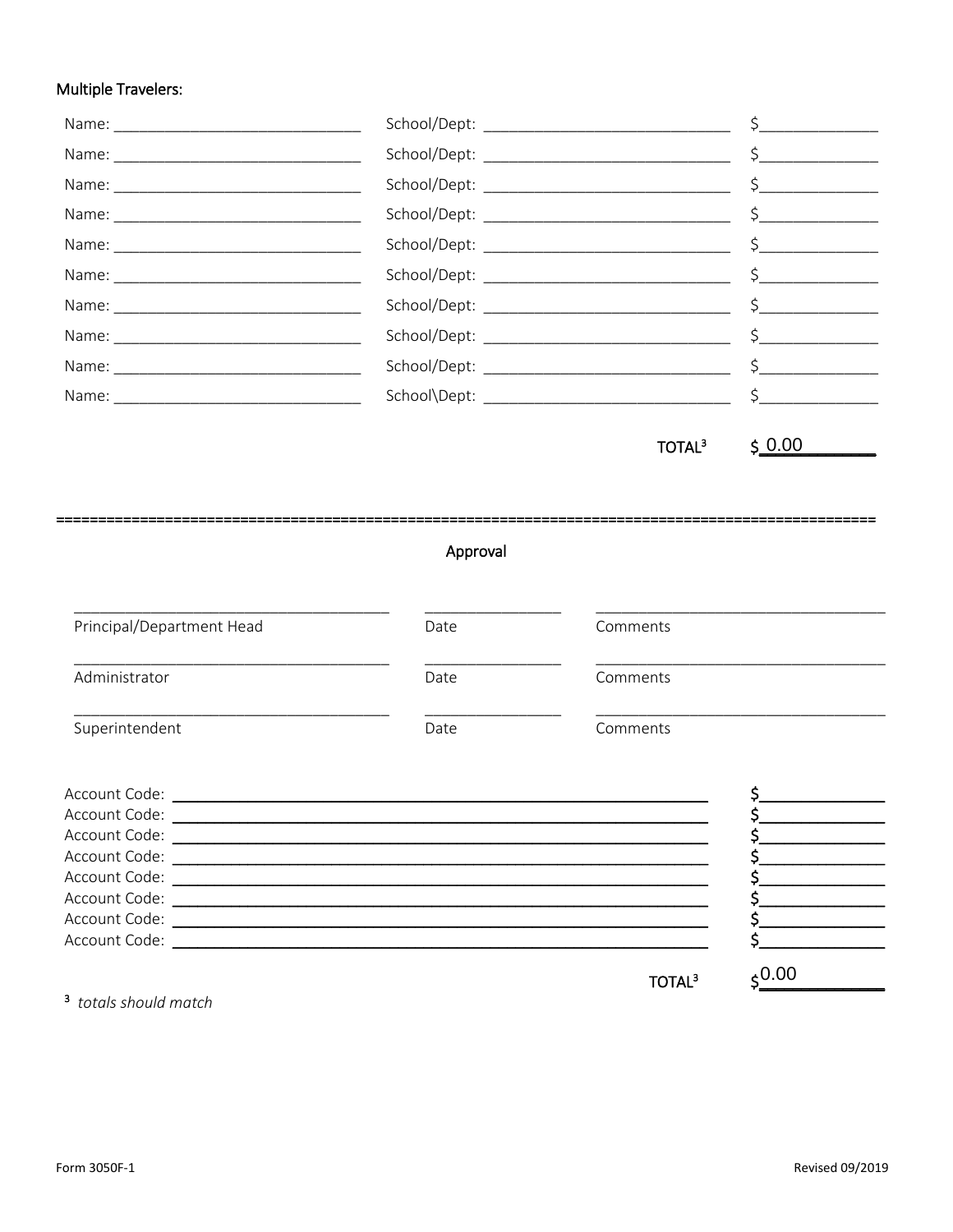Multiple Travelers:

Name: ______________________________ School/Dept: ______________________________ $______________

Name: ______________________________ School/Dept: ______________________________ $______________

Name: ______________________________ School/Dept: ______________________________ $______________

Name: ______________________________ School/Dept: ______________________________ $______________

Name: ______________________________ School/Dept: ______________________________ $______________

Name: ______________________________ School/Dept: ______________________________ $______________

Name: ______________________________ School/Dept: ______________________________ $______________

Name: ______________________________ School/Dept: ______________________________ $______________

Name: ______________________________ School/Dept: ______________________________ $______________

Name: ______________________________ School\Dept: ______________________________ $______________

TOTAL[3] $ 0.00

==================================================================================================

## Approval

| | | |
|---|---|---|
| ____________________________________ | ________________ | __________________________________ |
| Principal/Department Head | Date | Comments |
| ____________________________________ | ________________ | __________________________________ |
| Administrator | Date | Comments |
| ____________________________________ | ________________ | __________________________________ |
| Superintendent | Date | Comments |

Account Code: ____________________________________________________________ $______________

Account Code: ____________________________________________________________ $______________

Account Code: ____________________________________________________________ $______________

Account Code: ____________________________________________________________ $______________

Account Code: ____________________________________________________________ $______________

Account Code: ____________________________________________________________ $______________

Account Code: ____________________________________________________________ $______________

Account Code: ____________________________________________________________ $______________

TOTAL[3] $0.00

[3] *totals should match*

Form 3050F-1 Revised 09/2019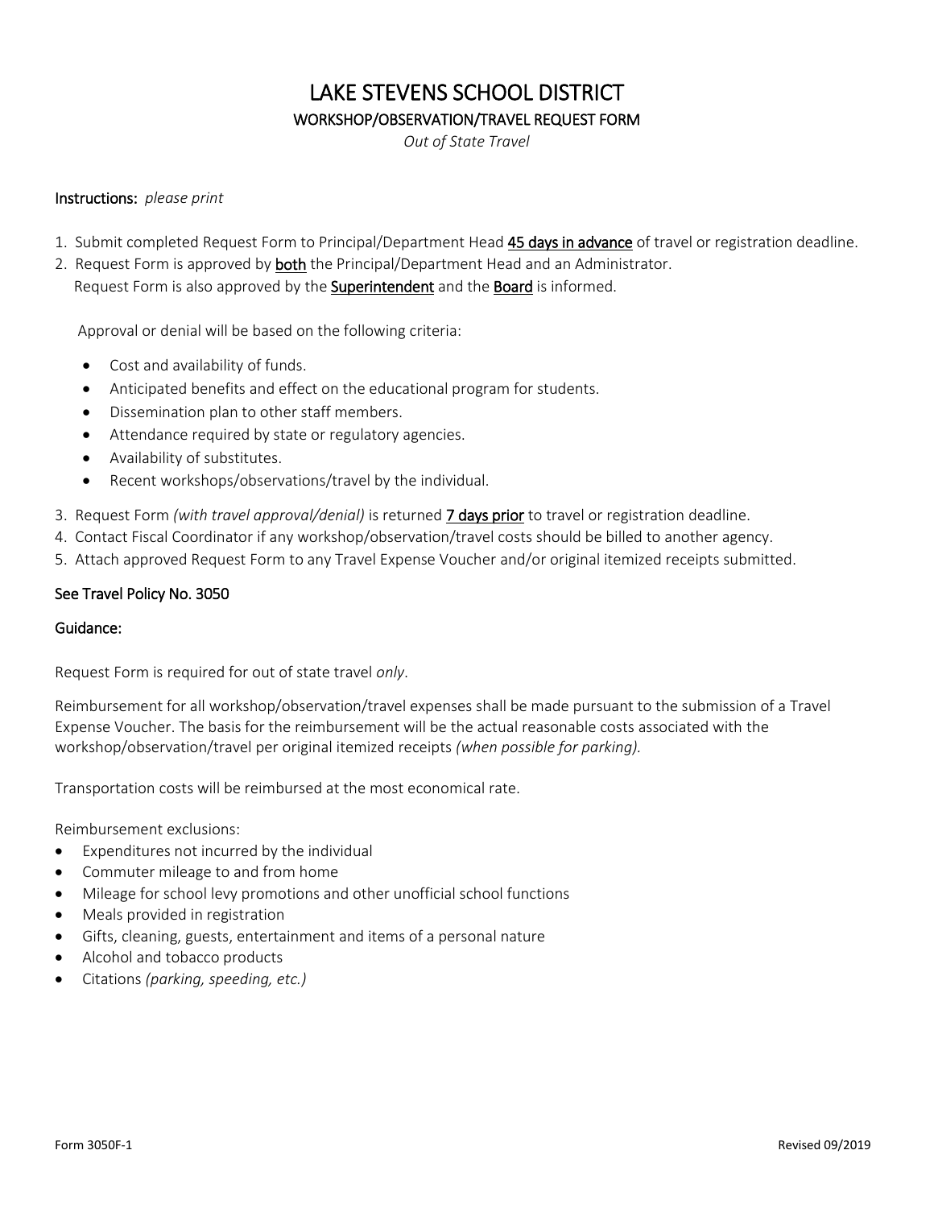# LAKE STEVENS SCHOOL DISTRICT

## WORKSHOP/OBSERVATION/TRAVEL REQUEST FORM

*Out of State Travel*

Instructions: *please print*

1. Submit completed Request Form to Principal/Department Head 45 days in advance of travel or registration deadline.
2. Request Form is approved by both the Principal/Department Head and an Administrator.
   Request Form is also approved by the Superintendent and the Board is informed.

   Approval or denial will be based on the following criteria:

   - Cost and availability of funds.
   - Anticipated benefits and effect on the educational program for students.
   - Dissemination plan to other staff members.
   - Attendance required by state or regulatory agencies.
   - Availability of substitutes.
   - Recent workshops/observations/travel by the individual.

3. Request Form *(with travel approval/denial)* is returned 7 days prior to travel or registration deadline.
4. Contact Fiscal Coordinator if any workshop/observation/travel costs should be billed to another agency.
5. Attach approved Request Form to any Travel Expense Voucher and/or original itemized receipts submitted.

See Travel Policy No. 3050

Guidance:

Request Form is required for out of state travel *only*.

Reimbursement for all workshop/observation/travel expenses shall be made pursuant to the submission of a Travel Expense Voucher. The basis for the reimbursement will be the actual reasonable costs associated with the workshop/observation/travel per original itemized receipts *(when possible for parking).*

Transportation costs will be reimbursed at the most economical rate.

Reimbursement exclusions:

- Expenditures not incurred by the individual
- Commuter mileage to and from home
- Mileage for school levy promotions and other unofficial school functions
- Meals provided in registration
- Gifts, cleaning, guests, entertainment and items of a personal nature
- Alcohol and tobacco products
- Citations *(parking, speeding, etc.)*

Form 3050F-1 Revised 09/2019